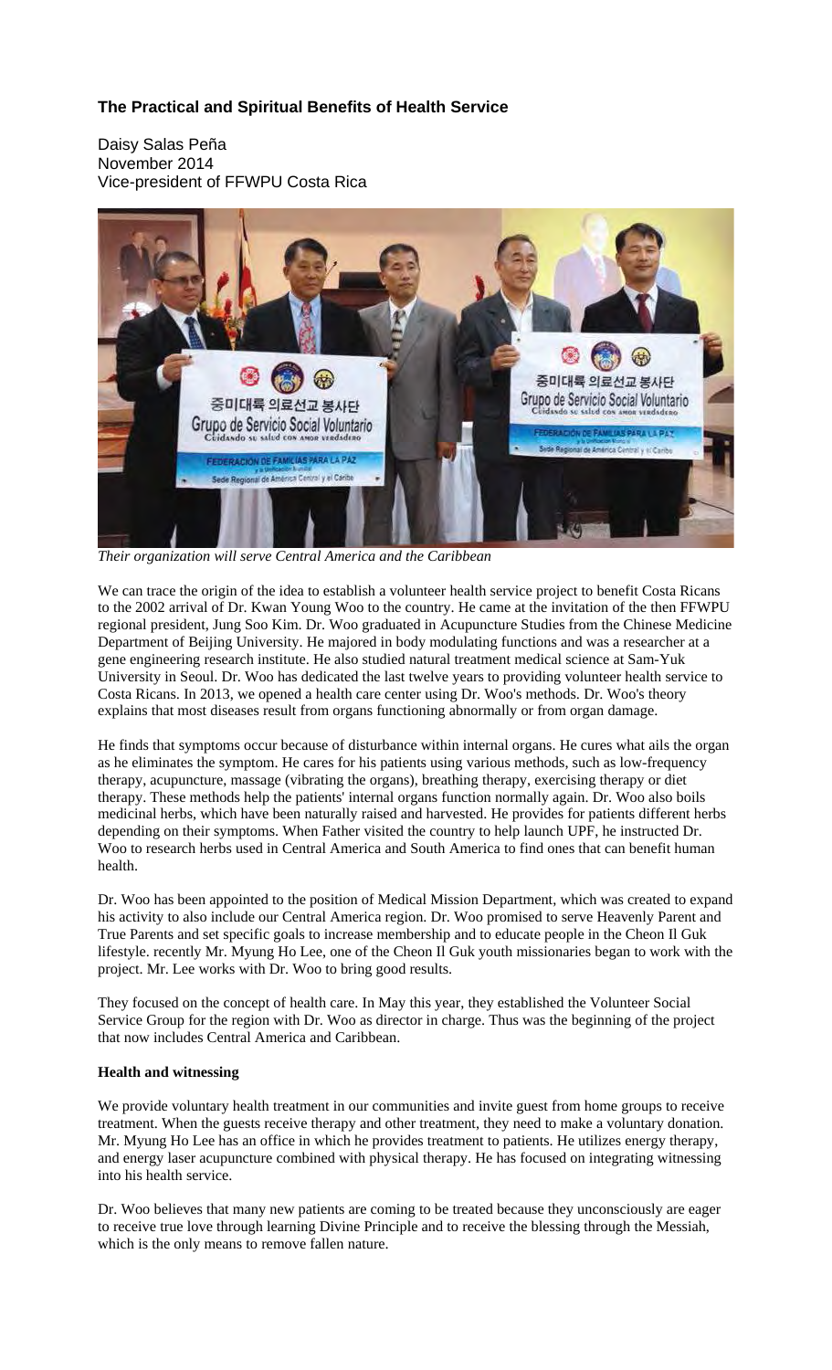## The Practical and Spiritual Benefits of Health Service

Daisy Salas Peña
November 2014
Vice-president of FFWPU Costa Rica

*Their organization will serve Central America and the Caribbean*

We can trace the origin of the idea to establish a volunteer health service project to benefit Costa Ricans to the 2002 arrival of Dr. Kwan Young Woo to the country. He came at the invitation of the then FFWPU regional president, Jung Soo Kim. Dr. Woo graduated in Acupuncture Studies from the Chinese Medicine Department of Beijing University. He majored in body modulating functions and was a researcher at a gene engineering research institute. He also studied natural treatment medical science at Sam-Yuk University in Seoul. Dr. Woo has dedicated the last twelve years to providing volunteer health service to Costa Ricans. In 2013, we opened a health care center using Dr. Woo's methods. Dr. Woo's theory explains that most diseases result from organs functioning abnormally or from organ damage.

He finds that symptoms occur because of disturbance within internal organs. He cures what ails the organ as he eliminates the symptom. He cares for his patients using various methods, such as low-frequency therapy, acupuncture, massage (vibrating the organs), breathing therapy, exercising therapy or diet therapy. These methods help the patients' internal organs function normally again. Dr. Woo also boils medicinal herbs, which have been naturally raised and harvested. He provides for patients different herbs depending on their symptoms. When Father visited the country to help launch UPF, he instructed Dr. Woo to research herbs used in Central America and South America to find ones that can benefit human health.

Dr. Woo has been appointed to the position of Medical Mission Department, which was created to expand his activity to also include our Central America region. Dr. Woo promised to serve Heavenly Parent and True Parents and set specific goals to increase membership and to educate people in the Cheon Il Guk lifestyle. recently Mr. Myung Ho Lee, one of the Cheon Il Guk youth missionaries began to work with the project. Mr. Lee works with Dr. Woo to bring good results.

They focused on the concept of health care. In May this year, they established the Volunteer Social Service Group for the region with Dr. Woo as director in charge. Thus was the beginning of the project that now includes Central America and Caribbean.

**Health and witnessing**

We provide voluntary health treatment in our communities and invite guest from home groups to receive treatment. When the guests receive therapy and other treatment, they need to make a voluntary donation. Mr. Myung Ho Lee has an office in which he provides treatment to patients. He utilizes energy therapy, and energy laser acupuncture combined with physical therapy. He has focused on integrating witnessing into his health service.

Dr. Woo believes that many new patients are coming to be treated because they unconsciously are eager to receive true love through learning Divine Principle and to receive the blessing through the Messiah, which is the only means to remove fallen nature.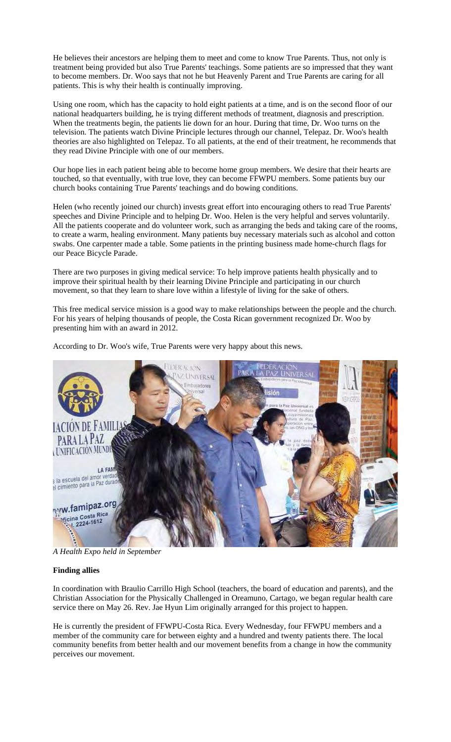He believes their ancestors are helping them to meet and come to know True Parents. Thus, not only is treatment being provided but also True Parents' teachings. Some patients are so impressed that they want to become members. Dr. Woo says that not he but Heavenly Parent and True Parents are caring for all patients. This is why their health is continually improving.

Using one room, which has the capacity to hold eight patients at a time, and is on the second floor of our national headquarters building, he is trying different methods of treatment, diagnosis and prescription. When the treatments begin, the patients lie down for an hour. During that time, Dr. Woo turns on the television. The patients watch Divine Principle lectures through our channel, Telepaz. Dr. Woo's health theories are also highlighted on Telepaz. To all patients, at the end of their treatment, he recommends that they read Divine Principle with one of our members.

Our hope lies in each patient being able to become home group members. We desire that their hearts are touched, so that eventually, with true love, they can become FFWPU members. Some patients buy our church books containing True Parents' teachings and do bowing conditions.

Helen (who recently joined our church) invests great effort into encouraging others to read True Parents' speeches and Divine Principle and to helping Dr. Woo. Helen is the very helpful and serves voluntarily. All the patients cooperate and do volunteer work, such as arranging the beds and taking care of the rooms, to create a warm, healing environment. Many patients buy necessary materials such as alcohol and cotton swabs. One carpenter made a table. Some patients in the printing business made home-church flags for our Peace Bicycle Parade.

There are two purposes in giving medical service: To help improve patients health physically and to improve their spiritual health by their learning Divine Principle and participating in our church movement, so that they learn to share love within a lifestyle of living for the sake of others.

This free medical service mission is a good way to make relationships between the people and the church. For his years of helping thousands of people, the Costa Rican government recognized Dr. Woo by presenting him with an award in 2012.

According to Dr. Woo's wife, True Parents were very happy about this news.

*A Health Expo held in September*

**Finding allies**

In coordination with Braulio Carrillo High School (teachers, the board of education and parents), and the Christian Association for the Physically Challenged in Oreamuno, Cartago, we began regular health care service there on May 26. Rev. Jae Hyun Lim originally arranged for this project to happen.

He is currently the president of FFWPU-Costa Rica. Every Wednesday, four FFWPU members and a member of the community care for between eighty and a hundred and twenty patients there. The local community benefits from better health and our movement benefits from a change in how the community perceives our movement.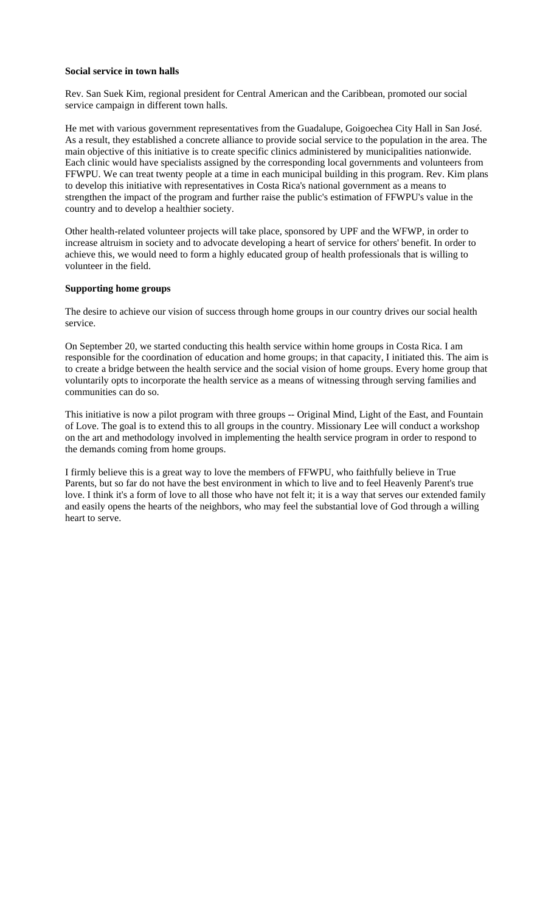**Social service in town halls**

Rev. San Suek Kim, regional president for Central American and the Caribbean, promoted our social service campaign in different town halls.

He met with various government representatives from the Guadalupe, Goigoechea City Hall in San José. As a result, they established a concrete alliance to provide social service to the population in the area. The main objective of this initiative is to create specific clinics administered by municipalities nationwide. Each clinic would have specialists assigned by the corresponding local governments and volunteers from FFWPU. We can treat twenty people at a time in each municipal building in this program. Rev. Kim plans to develop this initiative with representatives in Costa Rica's national government as a means to strengthen the impact of the program and further raise the public's estimation of FFWPU's value in the country and to develop a healthier society.

Other health-related volunteer projects will take place, sponsored by UPF and the WFWP, in order to increase altruism in society and to advocate developing a heart of service for others' benefit. In order to achieve this, we would need to form a highly educated group of health professionals that is willing to volunteer in the field.

**Supporting home groups**

The desire to achieve our vision of success through home groups in our country drives our social health service.

On September 20, we started conducting this health service within home groups in Costa Rica. I am responsible for the coordination of education and home groups; in that capacity, I initiated this. The aim is to create a bridge between the health service and the social vision of home groups. Every home group that voluntarily opts to incorporate the health service as a means of witnessing through serving families and communities can do so.

This initiative is now a pilot program with three groups -- Original Mind, Light of the East, and Fountain of Love. The goal is to extend this to all groups in the country. Missionary Lee will conduct a workshop on the art and methodology involved in implementing the health service program in order to respond to the demands coming from home groups.

I firmly believe this is a great way to love the members of FFWPU, who faithfully believe in True Parents, but so far do not have the best environment in which to live and to feel Heavenly Parent's true love. I think it's a form of love to all those who have not felt it; it is a way that serves our extended family and easily opens the hearts of the neighbors, who may feel the substantial love of God through a willing heart to serve.